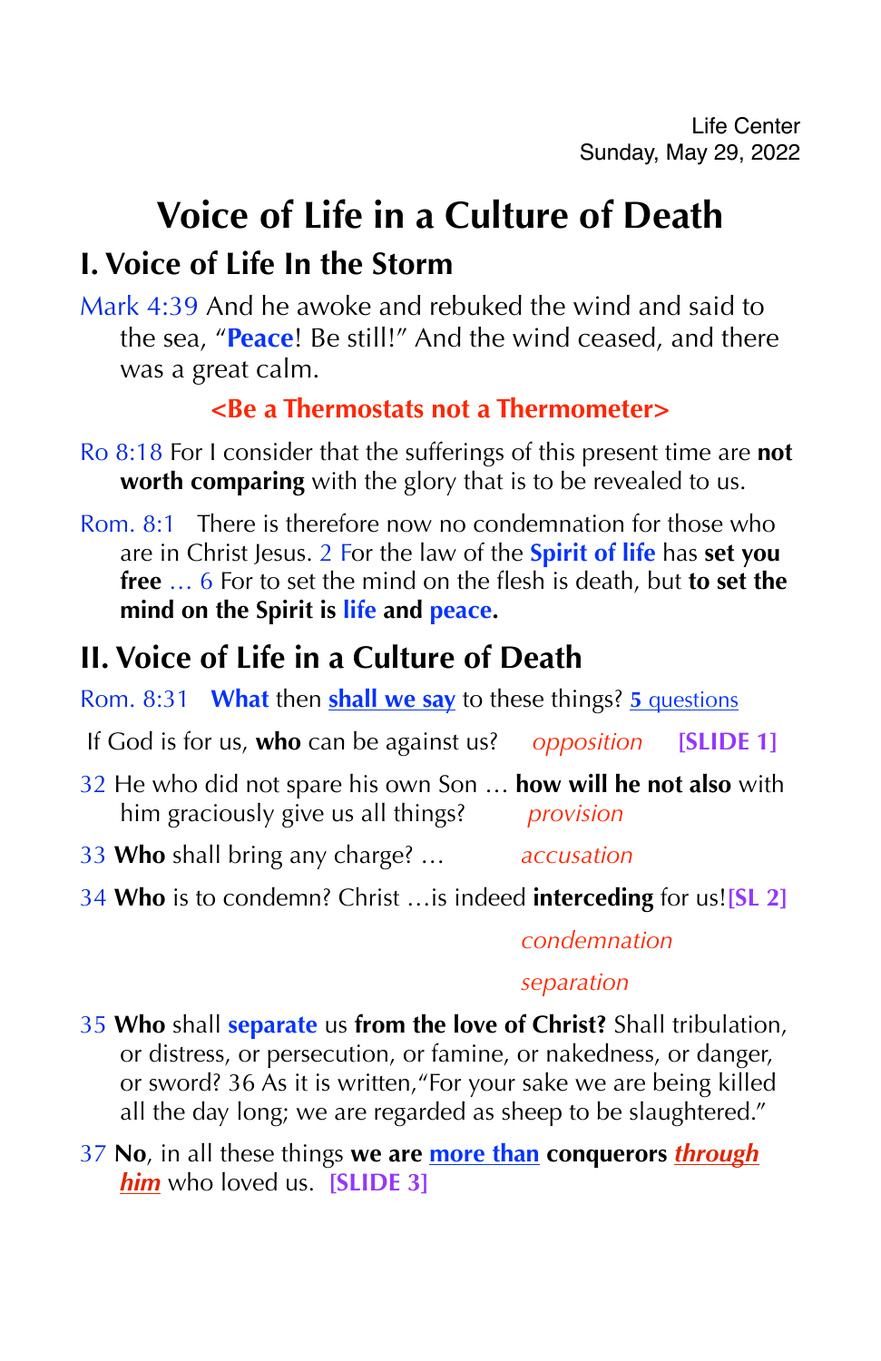Life Center
Sunday, May 29, 2022

# Voice of Life in a Culture of Death

## I. Voice of Life In the Storm

Mark 4:39 And he awoke and rebuked the wind and said to the sea, "**Peace**! Be still!" And the wind ceased, and there was a great calm.

**<Be a Thermostats not a Thermometer>**

Ro 8:18 For I consider that the sufferings of this present time are **not worth comparing** with the glory that is to be revealed to us.

Rom. 8:1 There is therefore now no condemnation for those who are in Christ Jesus. 2 For the law of the **Spirit of life** has **set you free** … 6 For to set the mind on the flesh is death, but **to set the mind on the Spirit is life and peace.**

## II. Voice of Life in a Culture of Death

Rom. 8:31 **What** then **shall we say** to these things? 5 questions

If God is for us, **who** can be against us? *opposition* **[SLIDE 1]**

32 He who did not spare his own Son … **how will he not also** with him graciously give us all things? *provision*

33 **Who** shall bring any charge? … *accusation*

34 **Who** is to condemn? Christ …is indeed **interceding** for us! **[SL 2]**

*condemnation*

*separation*

35 **Who** shall **separate** us **from the love of Christ?** Shall tribulation, or distress, or persecution, or famine, or nakedness, or danger, or sword? 36 As it is written,"For your sake we are being killed all the day long; we are regarded as sheep to be slaughtered."

37 **No**, in all these things **we are more than conquerors *through him*** who loved us. **[SLIDE 3]**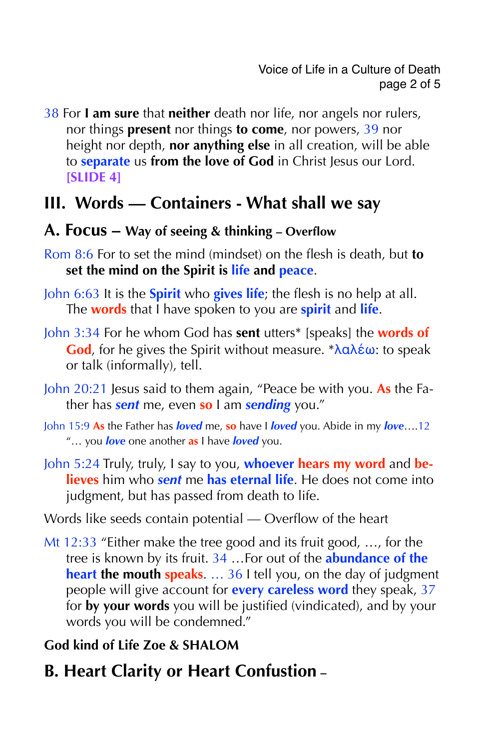38 For **I am sure** that **neither** death nor life, nor angels nor rulers, nor things **present** nor things **to come**, nor powers, 39 nor height nor depth, **nor anything else** in all creation, will be able to **separate** us **from the love of God** in Christ Jesus our Lord. **[SLIDE 4]**

## III. Words — Containers - What shall we say

### A. Focus – Way of seeing & thinking – Overflow

Rom 8:6 For to set the mind (mindset) on the flesh is death, but **to set the mind on the Spirit is life and peace**.

John 6:63 It is the **Spirit** who **gives life**; the flesh is no help at all. The **words** that I have spoken to you are **spirit** and **life**.

John 3:34 For he whom God has **sent** utters* [speaks] the **words of God**, for he gives the Spirit without measure. *λαλέω: to speak or talk (informally), tell.

John 20:21 Jesus said to them again, "Peace be with you. **As** the Father has ***sent*** me, even **so** I am ***sending*** you."

John 15:9 **As** the Father has ***loved*** me, **so** have I ***loved*** you. Abide in my ***love***....12 "… you ***love*** one another **as** I have ***loved*** you.

John 5:24 Truly, truly, I say to you, **whoever hears my word** and **believes** him who ***sent*** me **has eternal life**. He does not come into judgment, but has passed from death to life.

Words like seeds contain potential — Overflow of the heart

Mt 12:33 "Either make the tree good and its fruit good, …, for the tree is known by its fruit. 34 …For out of the **abundance of the heart the mouth speaks**. … 36 I tell you, on the day of judgment people will give account for **every careless word** they speak, 37 for **by your words** you will be justified (vindicated), and by your words you will be condemned."

**God kind of Life Zoe & SHALOM**

### B. Heart Clarity or Heart Confustion –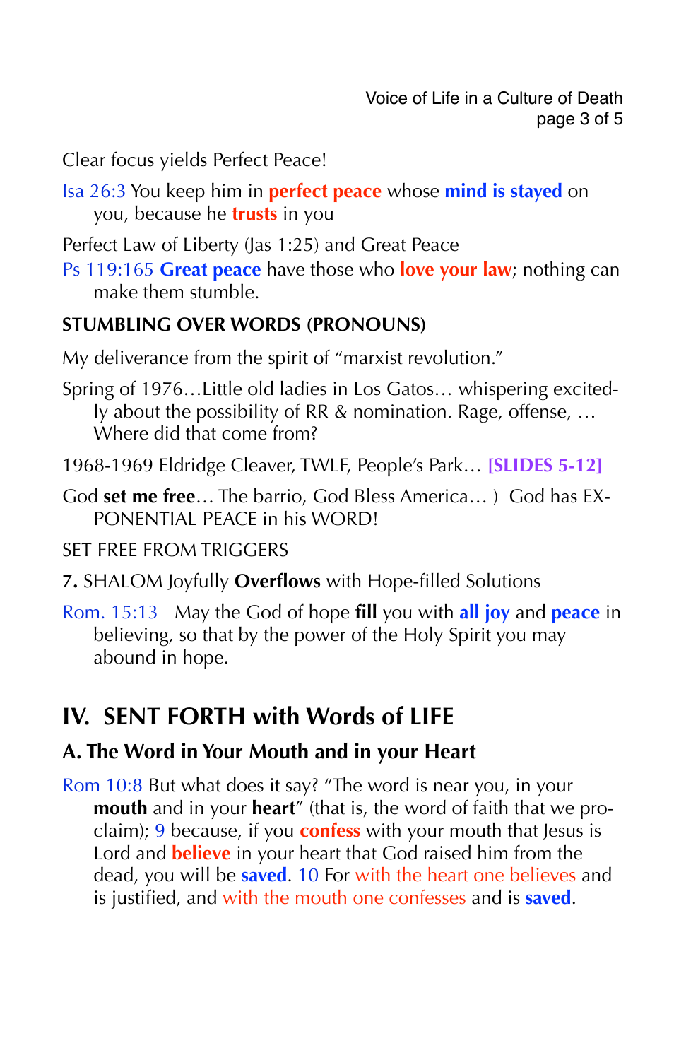Clear focus yields Perfect Peace!

Isa 26:3 You keep him in **perfect peace** whose **mind is stayed** on you, because he **trusts** in you

Perfect Law of Liberty (Jas 1:25) and Great Peace

Ps 119:165 **Great peace** have those who **love your law**; nothing can make them stumble.

**STUMBLING OVER WORDS (PRONOUNS)**

My deliverance from the spirit of "marxist revolution."

Spring of 1976…Little old ladies in Los Gatos… whispering excitedly about the possibility of RR & nomination. Rage, offense, … Where did that come from?

1968-1969 Eldridge Cleaver, TWLF, People's Park… **[SLIDES 5-12]**

God **set me free**… The barrio, God Bless America… ) God has EXPONENTIAL PEACE in his WORD!

SET FREE FROM TRIGGERS

**7.** SHALOM Joyfully **Overflows** with Hope-filled Solutions

Rom. 15:13 May the God of hope **fill** you with **all joy** and **peace** in believing, so that by the power of the Holy Spirit you may abound in hope.

## IV. SENT FORTH with Words of LIFE

### A. The Word in Your Mouth and in your Heart

Rom 10:8 But what does it say? "The word is near you, in your **mouth** and in your **heart**" (that is, the word of faith that we proclaim); 9 because, if you **confess** with your mouth that Jesus is Lord and **believe** in your heart that God raised him from the dead, you will be **saved**. 10 For with the heart one believes and is justified, and with the mouth one confesses and is **saved**.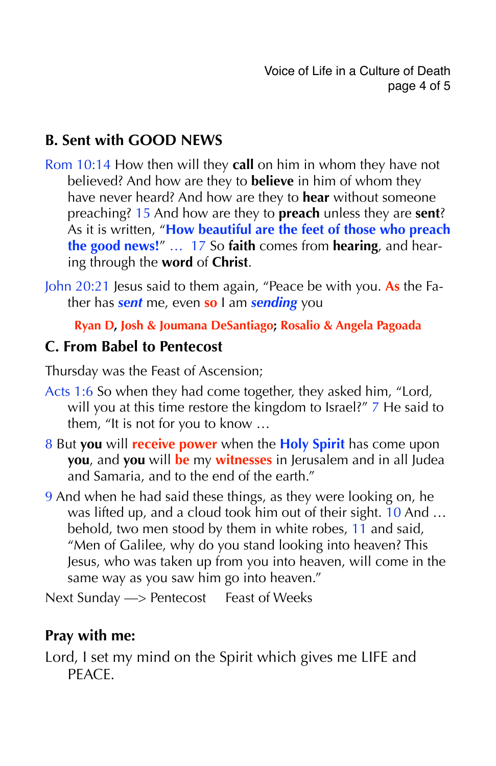## B. Sent with GOOD NEWS

Rom 10:14 How then will they **call** on him in whom they have not believed? And how are they to **believe** in him of whom they have never heard? And how are they to **hear** without someone preaching? 15 And how are they to **preach** unless they are **sent**? As it is written, "**How beautiful are the feet of those who preach the good news!**" … 17 So **faith** comes from **hearing**, and hearing through the **word** of **Christ**.

John 20:21 Jesus said to them again, "Peace be with you. **As** the Father has ***sent*** me, even **so** I am ***sending*** you

**Ryan D, Josh & Joumana DeSantiago; Rosalio & Angela Pagoada**

## C. From Babel to Pentecost

Thursday was the Feast of Ascension;

Acts 1:6 So when they had come together, they asked him, "Lord, will you at this time restore the kingdom to Israel?" 7 He said to them, "It is not for you to know …

8 But **you** will **receive power** when the **Holy Spirit** has come upon **you**, and **you** will **be** my **witnesses** in Jerusalem and in all Judea and Samaria, and to the end of the earth."

9 And when he had said these things, as they were looking on, he was lifted up, and a cloud took him out of their sight. 10 And … behold, two men stood by them in white robes, 11 and said, "Men of Galilee, why do you stand looking into heaven? This Jesus, who was taken up from you into heaven, will come in the same way as you saw him go into heaven."

Next Sunday —> Pentecost    Feast of Weeks

## Pray with me:

Lord, I set my mind on the Spirit which gives me LIFE and PEACE.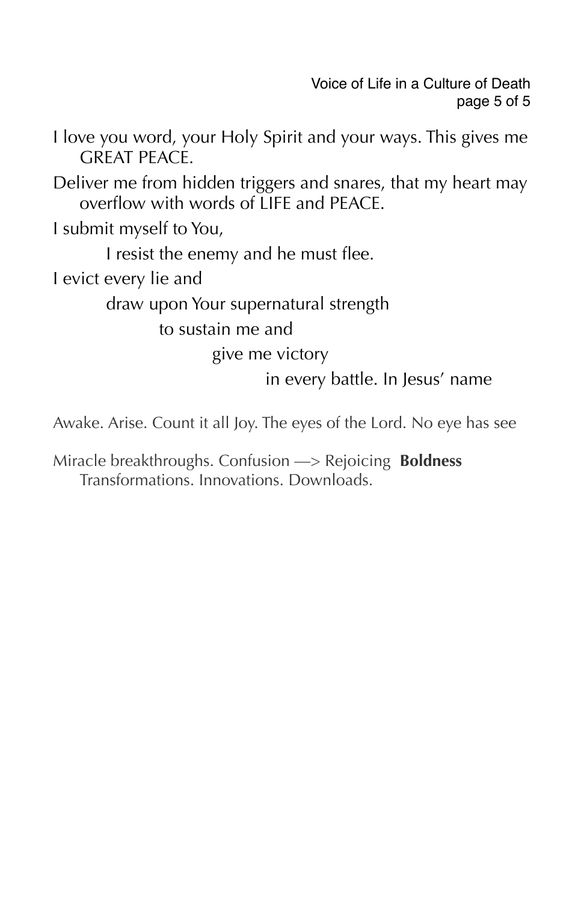I love you word, your Holy Spirit and your ways. This gives me GREAT PEACE.

Deliver me from hidden triggers and snares, that my heart may overflow with words of LIFE and PEACE.

I submit myself to You,

I resist the enemy and he must flee.

I evict every lie and

draw upon Your supernatural strength

to sustain me and

give me victory

in every battle. In Jesus' name

Awake. Arise. Count it all Joy. The eyes of the Lord. No eye has see

Miracle breakthroughs. Confusion —> Rejoicing **Boldness** Transformations. Innovations. Downloads.